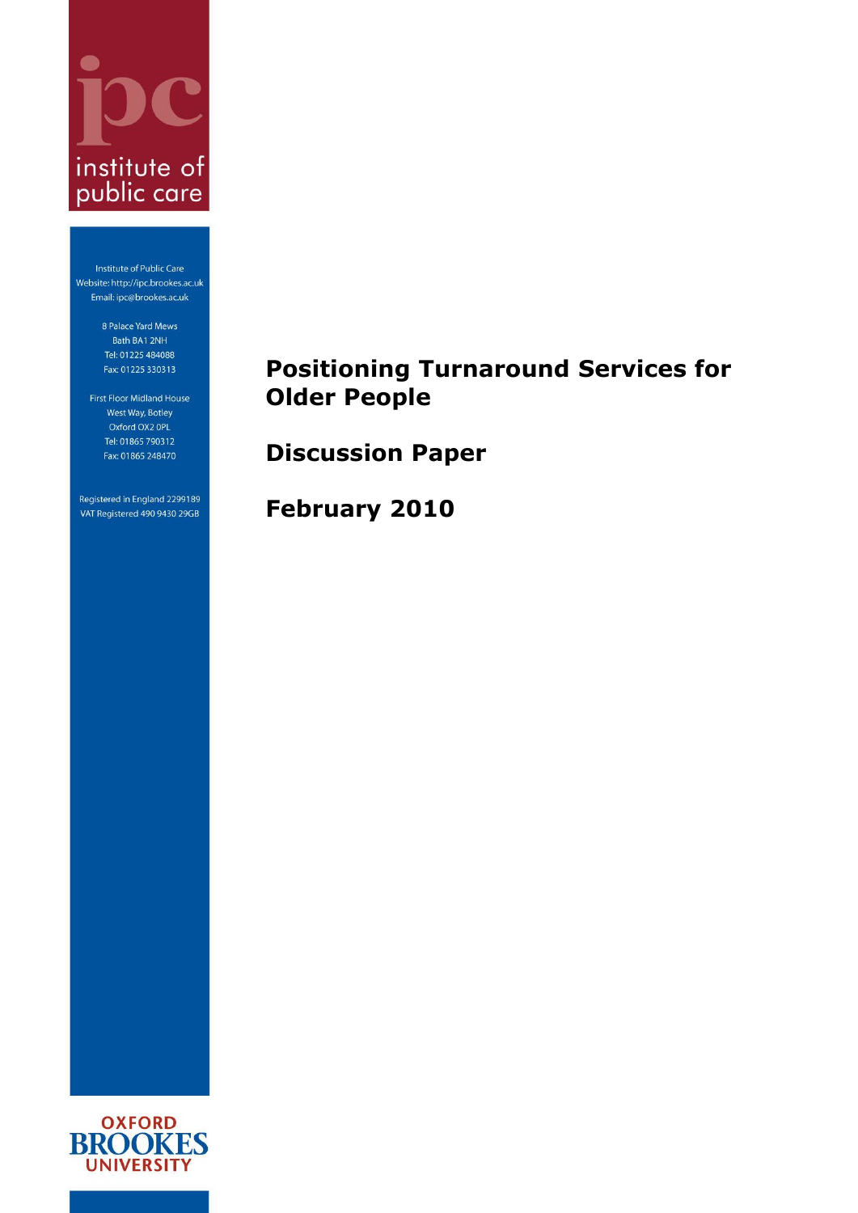# Positioning Turnaround Services for Older People

## Discussion Paper

## February 2010

Institute of Public Care
Website: http://ipc.brookes.ac.uk
Email: ipc@brookes.ac.uk

8 Palace Yard Mews
Bath BA1 2NH
Tel: 01225 484088
Fax: 01225 330313

First Floor Midland House
West Way, Botley
Oxford OX2 0PL
Tel: 01865 790312
Fax: 01865 248470

Registered in England 2299189
VAT Registered 490 9430 29GB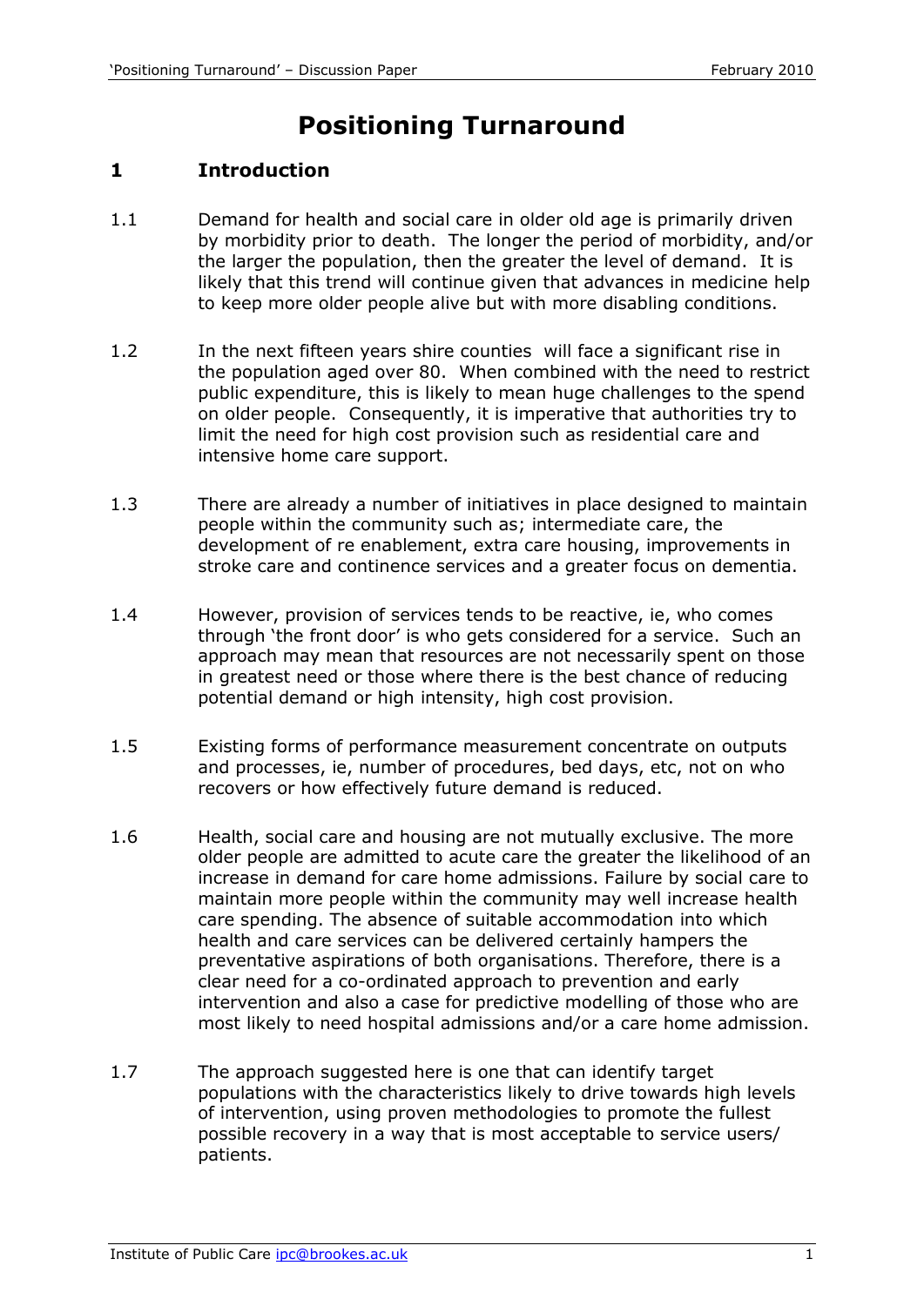# Positioning Turnaround

## 1 Introduction

1.1 Demand for health and social care in older old age is primarily driven by morbidity prior to death. The longer the period of morbidity, and/or the larger the population, then the greater the level of demand. It is likely that this trend will continue given that advances in medicine help to keep more older people alive but with more disabling conditions.

1.2 In the next fifteen years shire counties will face a significant rise in the population aged over 80. When combined with the need to restrict public expenditure, this is likely to mean huge challenges to the spend on older people. Consequently, it is imperative that authorities try to limit the need for high cost provision such as residential care and intensive home care support.

1.3 There are already a number of initiatives in place designed to maintain people within the community such as; intermediate care, the development of re enablement, extra care housing, improvements in stroke care and continence services and a greater focus on dementia.

1.4 However, provision of services tends to be reactive, ie, who comes through 'the front door' is who gets considered for a service. Such an approach may mean that resources are not necessarily spent on those in greatest need or those where there is the best chance of reducing potential demand or high intensity, high cost provision.

1.5 Existing forms of performance measurement concentrate on outputs and processes, ie, number of procedures, bed days, etc, not on who recovers or how effectively future demand is reduced.

1.6 Health, social care and housing are not mutually exclusive. The more older people are admitted to acute care the greater the likelihood of an increase in demand for care home admissions. Failure by social care to maintain more people within the community may well increase health care spending. The absence of suitable accommodation into which health and care services can be delivered certainly hampers the preventative aspirations of both organisations. Therefore, there is a clear need for a co-ordinated approach to prevention and early intervention and also a case for predictive modelling of those who are most likely to need hospital admissions and/or a care home admission.

1.7 The approach suggested here is one that can identify target populations with the characteristics likely to drive towards high levels of intervention, using proven methodologies to promote the fullest possible recovery in a way that is most acceptable to service users/ patients.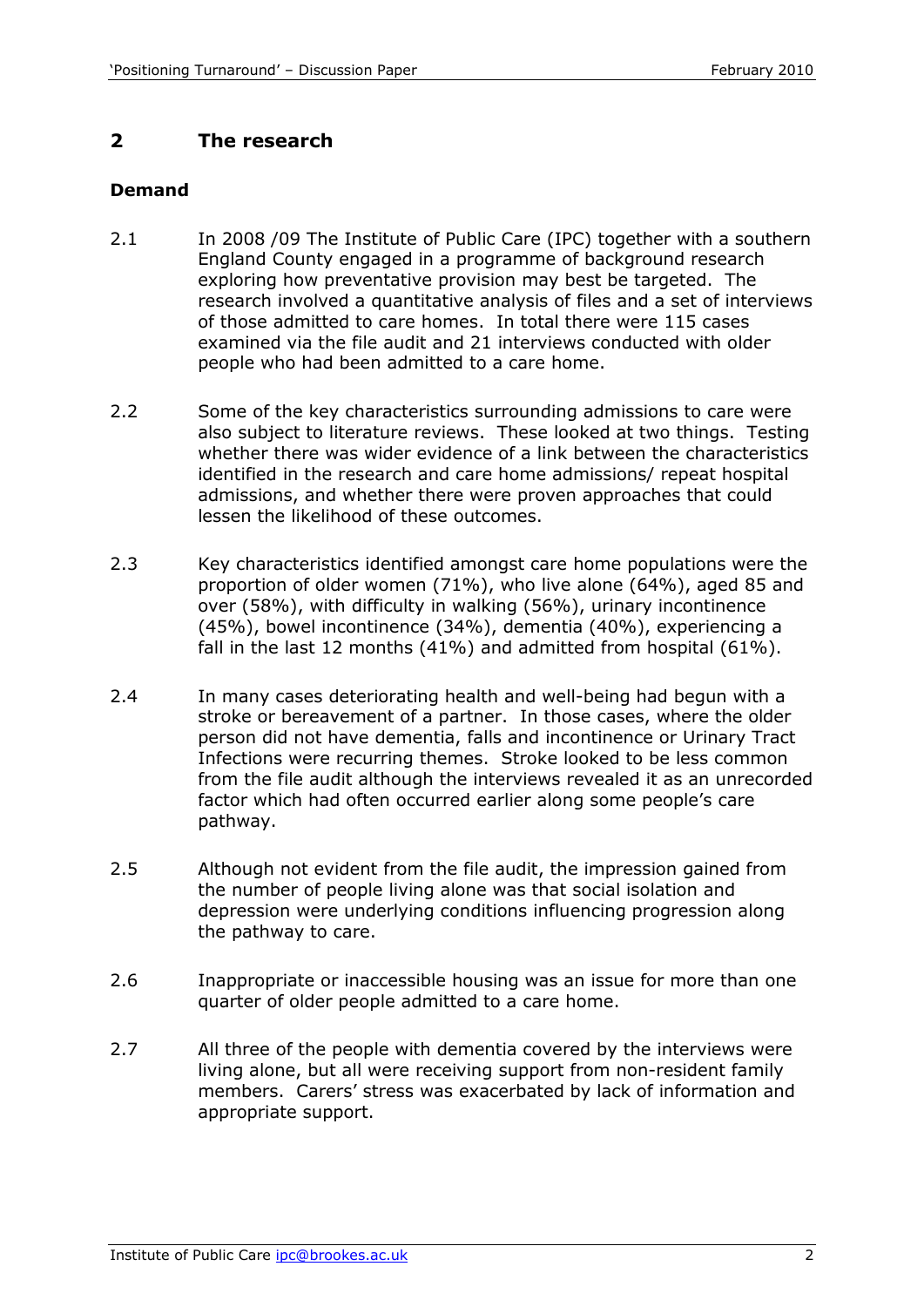## 2 The research

### Demand

2.1 In 2008 /09 The Institute of Public Care (IPC) together with a southern England County engaged in a programme of background research exploring how preventative provision may best be targeted. The research involved a quantitative analysis of files and a set of interviews of those admitted to care homes. In total there were 115 cases examined via the file audit and 21 interviews conducted with older people who had been admitted to a care home.

2.2 Some of the key characteristics surrounding admissions to care were also subject to literature reviews. These looked at two things. Testing whether there was wider evidence of a link between the characteristics identified in the research and care home admissions/ repeat hospital admissions, and whether there were proven approaches that could lessen the likelihood of these outcomes.

2.3 Key characteristics identified amongst care home populations were the proportion of older women (71%), who live alone (64%), aged 85 and over (58%), with difficulty in walking (56%), urinary incontinence (45%), bowel incontinence (34%), dementia (40%), experiencing a fall in the last 12 months (41%) and admitted from hospital (61%).

2.4 In many cases deteriorating health and well-being had begun with a stroke or bereavement of a partner. In those cases, where the older person did not have dementia, falls and incontinence or Urinary Tract Infections were recurring themes. Stroke looked to be less common from the file audit although the interviews revealed it as an unrecorded factor which had often occurred earlier along some people's care pathway.

2.5 Although not evident from the file audit, the impression gained from the number of people living alone was that social isolation and depression were underlying conditions influencing progression along the pathway to care.

2.6 Inappropriate or inaccessible housing was an issue for more than one quarter of older people admitted to a care home.

2.7 All three of the people with dementia covered by the interviews were living alone, but all were receiving support from non-resident family members. Carers' stress was exacerbated by lack of information and appropriate support.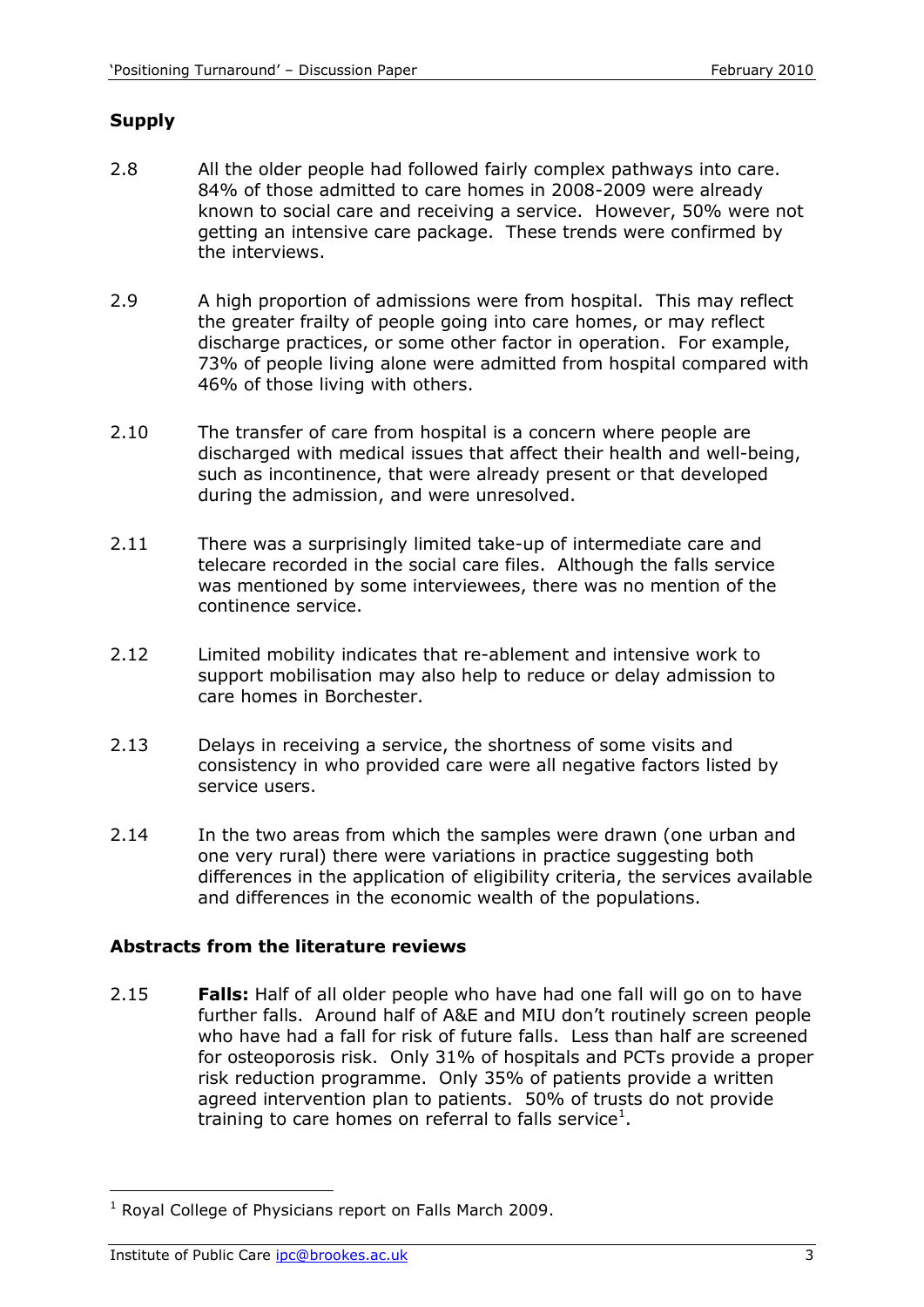## Supply

2.8 All the older people had followed fairly complex pathways into care. 84% of those admitted to care homes in 2008-2009 were already known to social care and receiving a service. However, 50% were not getting an intensive care package. These trends were confirmed by the interviews.

2.9 A high proportion of admissions were from hospital. This may reflect the greater frailty of people going into care homes, or may reflect discharge practices, or some other factor in operation. For example, 73% of people living alone were admitted from hospital compared with 46% of those living with others.

2.10 The transfer of care from hospital is a concern where people are discharged with medical issues that affect their health and well-being, such as incontinence, that were already present or that developed during the admission, and were unresolved.

2.11 There was a surprisingly limited take-up of intermediate care and telecare recorded in the social care files. Although the falls service was mentioned by some interviewees, there was no mention of the continence service.

2.12 Limited mobility indicates that re-ablement and intensive work to support mobilisation may also help to reduce or delay admission to care homes in Borchester.

2.13 Delays in receiving a service, the shortness of some visits and consistency in who provided care were all negative factors listed by service users.

2.14 In the two areas from which the samples were drawn (one urban and one very rural) there were variations in practice suggesting both differences in the application of eligibility criteria, the services available and differences in the economic wealth of the populations.

## Abstracts from the literature reviews

2.15 **Falls:** Half of all older people who have had one fall will go on to have further falls. Around half of A&E and MIU don't routinely screen people who have had a fall for risk of future falls. Less than half are screened for osteoporosis risk. Only 31% of hospitals and PCTs provide a proper risk reduction programme. Only 35% of patients provide a written agreed intervention plan to patients. 50% of trusts do not provide training to care homes on referral to falls service[1].

[1] Royal College of Physicians report on Falls March 2009.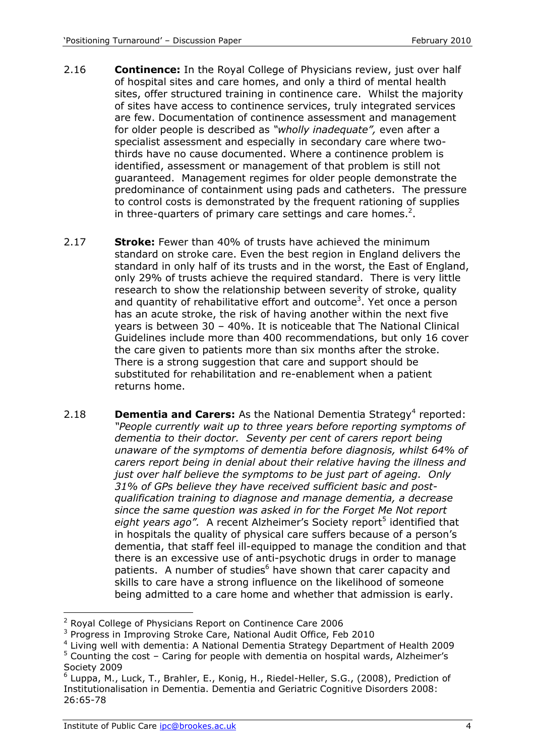2.16 **Continence:** In the Royal College of Physicians review, just over half of hospital sites and care homes, and only a third of mental health sites, offer structured training in continence care. Whilst the majority of sites have access to continence services, truly integrated services are few. Documentation of continence assessment and management for older people is described as *"wholly inadequate",* even after a specialist assessment and especially in secondary care where two-thirds have no cause documented. Where a continence problem is identified, assessment or management of that problem is still not guaranteed. Management regimes for older people demonstrate the predominance of containment using pads and catheters. The pressure to control costs is demonstrated by the frequent rationing of supplies in three-quarters of primary care settings and care homes.[2].

2.17 **Stroke:** Fewer than 40% of trusts have achieved the minimum standard on stroke care. Even the best region in England delivers the standard in only half of its trusts and in the worst, the East of England, only 29% of trusts achieve the required standard. There is very little research to show the relationship between severity of stroke, quality and quantity of rehabilitative effort and outcome[3]. Yet once a person has an acute stroke, the risk of having another within the next five years is between 30 – 40%. It is noticeable that The National Clinical Guidelines include more than 400 recommendations, but only 16 cover the care given to patients more than six months after the stroke. There is a strong suggestion that care and support should be substituted for rehabilitation and re-enablement when a patient returns home.

2.18 **Dementia and Carers:** As the National Dementia Strategy[4] reported: *"People currently wait up to three years before reporting symptoms of dementia to their doctor. Seventy per cent of carers report being unaware of the symptoms of dementia before diagnosis, whilst 64% of carers report being in denial about their relative having the illness and just over half believe the symptoms to be just part of ageing. Only 31% of GPs believe they have received sufficient basic and post-qualification training to diagnose and manage dementia, a decrease since the same question was asked in for the Forget Me Not report eight years ago".* A recent Alzheimer's Society report[5] identified that in hospitals the quality of physical care suffers because of a person's dementia, that staff feel ill-equipped to manage the condition and that there is an excessive use of anti-psychotic drugs in order to manage patients. A number of studies[6] have shown that carer capacity and skills to care have a strong influence on the likelihood of someone being admitted to a care home and whether that admission is early.

---

[2] Royal College of Physicians Report on Continence Care 2006

[3] Progress in Improving Stroke Care, National Audit Office, Feb 2010

[4] Living well with dementia: A National Dementia Strategy Department of Health 2009

[5] Counting the cost – Caring for people with dementia on hospital wards, Alzheimer's Society 2009

[6] Luppa, M., Luck, T., Brahler, E., Konig, H., Riedel-Heller, S.G., (2008), Prediction of Institutionalisation in Dementia. Dementia and Geriatric Cognitive Disorders 2008: 26:65-78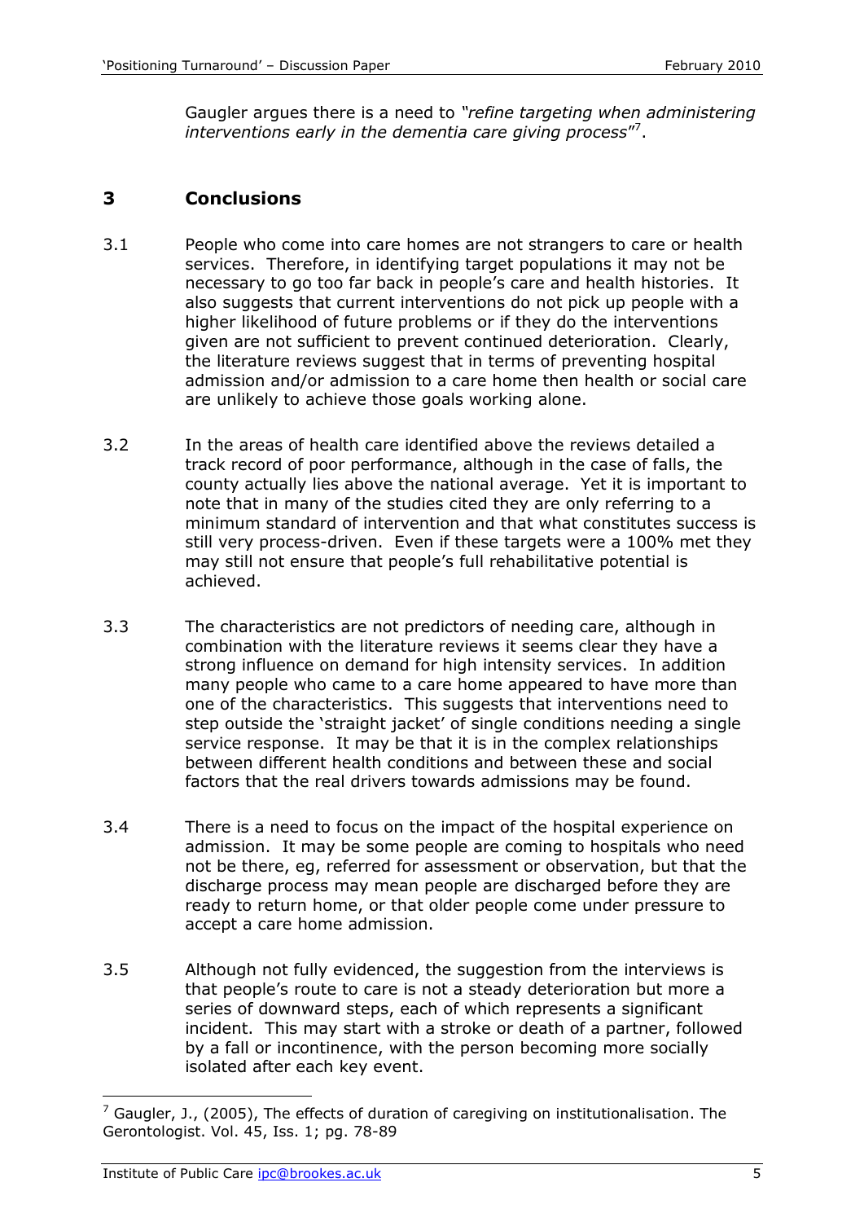Gaugler argues there is a need to *"refine targeting when administering interventions early in the dementia care giving process"*[7].

## 3 Conclusions

3.1 People who come into care homes are not strangers to care or health services. Therefore, in identifying target populations it may not be necessary to go too far back in people's care and health histories. It also suggests that current interventions do not pick up people with a higher likelihood of future problems or if they do the interventions given are not sufficient to prevent continued deterioration. Clearly, the literature reviews suggest that in terms of preventing hospital admission and/or admission to a care home then health or social care are unlikely to achieve those goals working alone.

3.2 In the areas of health care identified above the reviews detailed a track record of poor performance, although in the case of falls, the county actually lies above the national average. Yet it is important to note that in many of the studies cited they are only referring to a minimum standard of intervention and that what constitutes success is still very process-driven. Even if these targets were a 100% met they may still not ensure that people's full rehabilitative potential is achieved.

3.3 The characteristics are not predictors of needing care, although in combination with the literature reviews it seems clear they have a strong influence on demand for high intensity services. In addition many people who came to a care home appeared to have more than one of the characteristics. This suggests that interventions need to step outside the 'straight jacket' of single conditions needing a single service response. It may be that it is in the complex relationships between different health conditions and between these and social factors that the real drivers towards admissions may be found.

3.4 There is a need to focus on the impact of the hospital experience on admission. It may be some people are coming to hospitals who need not be there, eg, referred for assessment or observation, but that the discharge process may mean people are discharged before they are ready to return home, or that older people come under pressure to accept a care home admission.

3.5 Although not fully evidenced, the suggestion from the interviews is that people's route to care is not a steady deterioration but more a series of downward steps, each of which represents a significant incident. This may start with a stroke or death of a partner, followed by a fall or incontinence, with the person becoming more socially isolated after each key event.

---

[7] Gaugler, J., (2005), The effects of duration of caregiving on institutionalisation. The Gerontologist. Vol. 45, Iss. 1; pg. 78-89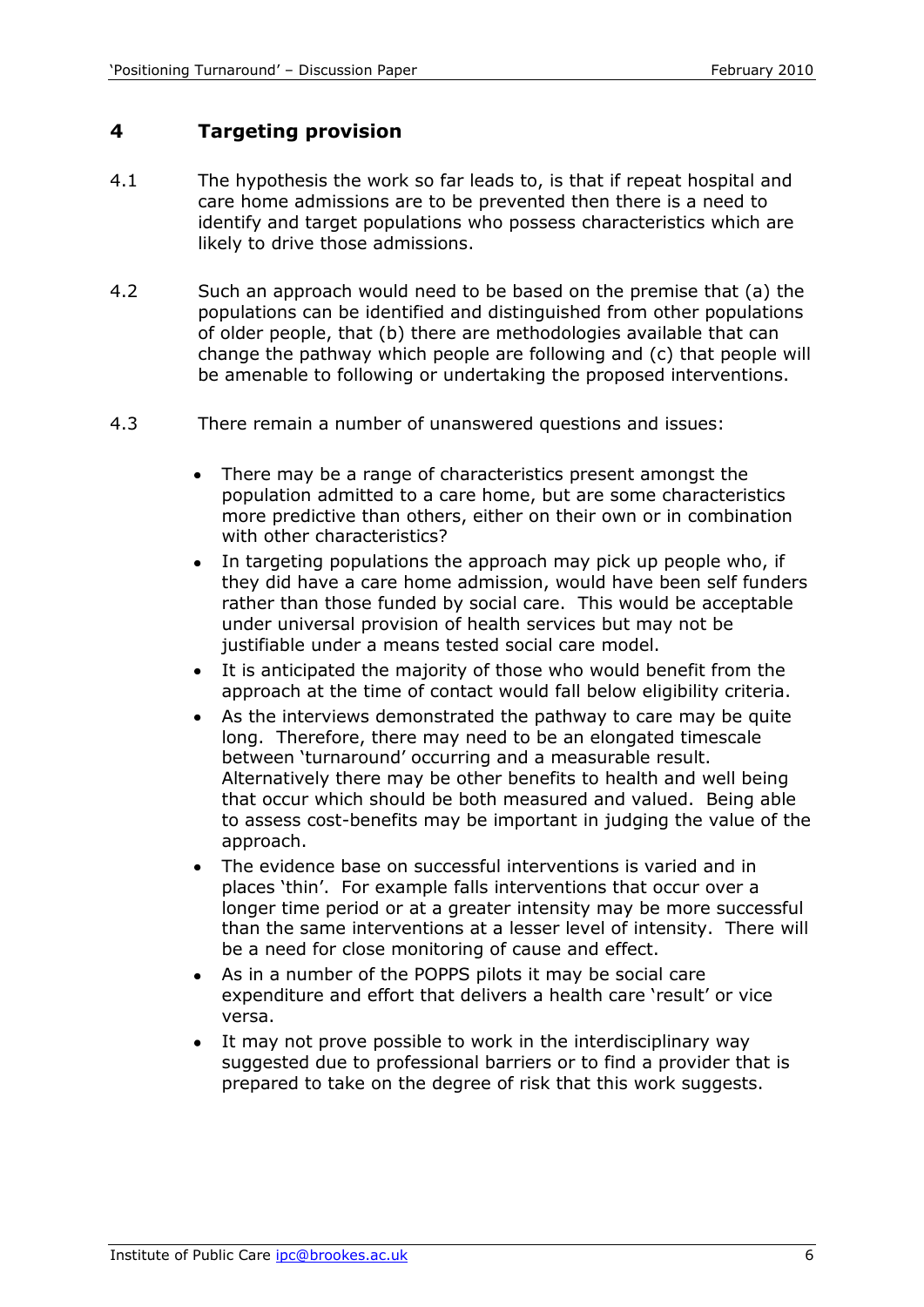## 4 Targeting provision

4.1 The hypothesis the work so far leads to, is that if repeat hospital and care home admissions are to be prevented then there is a need to identify and target populations who possess characteristics which are likely to drive those admissions.

4.2 Such an approach would need to be based on the premise that (a) the populations can be identified and distinguished from other populations of older people, that (b) there are methodologies available that can change the pathway which people are following and (c) that people will be amenable to following or undertaking the proposed interventions.

4.3 There remain a number of unanswered questions and issues:

- There may be a range of characteristics present amongst the population admitted to a care home, but are some characteristics more predictive than others, either on their own or in combination with other characteristics?
- In targeting populations the approach may pick up people who, if they did have a care home admission, would have been self funders rather than those funded by social care. This would be acceptable under universal provision of health services but may not be justifiable under a means tested social care model.
- It is anticipated the majority of those who would benefit from the approach at the time of contact would fall below eligibility criteria.
- As the interviews demonstrated the pathway to care may be quite long. Therefore, there may need to be an elongated timescale between 'turnaround' occurring and a measurable result. Alternatively there may be other benefits to health and well being that occur which should be both measured and valued. Being able to assess cost-benefits may be important in judging the value of the approach.
- The evidence base on successful interventions is varied and in places 'thin'. For example falls interventions that occur over a longer time period or at a greater intensity may be more successful than the same interventions at a lesser level of intensity. There will be a need for close monitoring of cause and effect.
- As in a number of the POPPS pilots it may be social care expenditure and effort that delivers a health care 'result' or vice versa.
- It may not prove possible to work in the interdisciplinary way suggested due to professional barriers or to find a provider that is prepared to take on the degree of risk that this work suggests.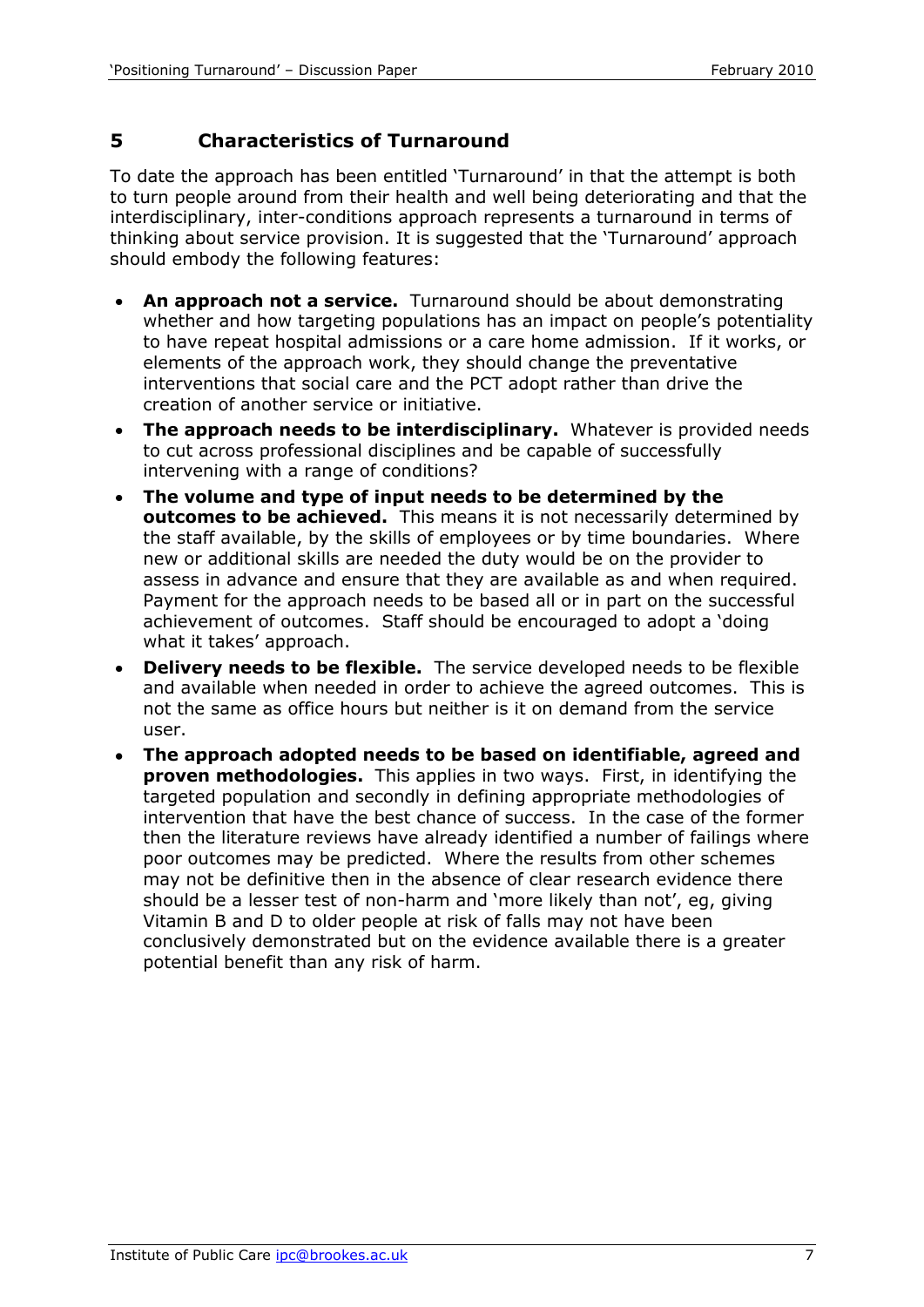## 5 Characteristics of Turnaround

To date the approach has been entitled 'Turnaround' in that the attempt is both to turn people around from their health and well being deteriorating and that the interdisciplinary, inter-conditions approach represents a turnaround in terms of thinking about service provision. It is suggested that the 'Turnaround' approach should embody the following features:

- **An approach not a service.** Turnaround should be about demonstrating whether and how targeting populations has an impact on people's potentiality to have repeat hospital admissions or a care home admission. If it works, or elements of the approach work, they should change the preventative interventions that social care and the PCT adopt rather than drive the creation of another service or initiative.
- **The approach needs to be interdisciplinary.** Whatever is provided needs to cut across professional disciplines and be capable of successfully intervening with a range of conditions?
- **The volume and type of input needs to be determined by the outcomes to be achieved.** This means it is not necessarily determined by the staff available, by the skills of employees or by time boundaries. Where new or additional skills are needed the duty would be on the provider to assess in advance and ensure that they are available as and when required. Payment for the approach needs to be based all or in part on the successful achievement of outcomes. Staff should be encouraged to adopt a 'doing what it takes' approach.
- **Delivery needs to be flexible.** The service developed needs to be flexible and available when needed in order to achieve the agreed outcomes. This is not the same as office hours but neither is it on demand from the service user.
- **The approach adopted needs to be based on identifiable, agreed and proven methodologies.** This applies in two ways. First, in identifying the targeted population and secondly in defining appropriate methodologies of intervention that have the best chance of success. In the case of the former then the literature reviews have already identified a number of failings where poor outcomes may be predicted. Where the results from other schemes may not be definitive then in the absence of clear research evidence there should be a lesser test of non-harm and 'more likely than not', eg, giving Vitamin B and D to older people at risk of falls may not have been conclusively demonstrated but on the evidence available there is a greater potential benefit than any risk of harm.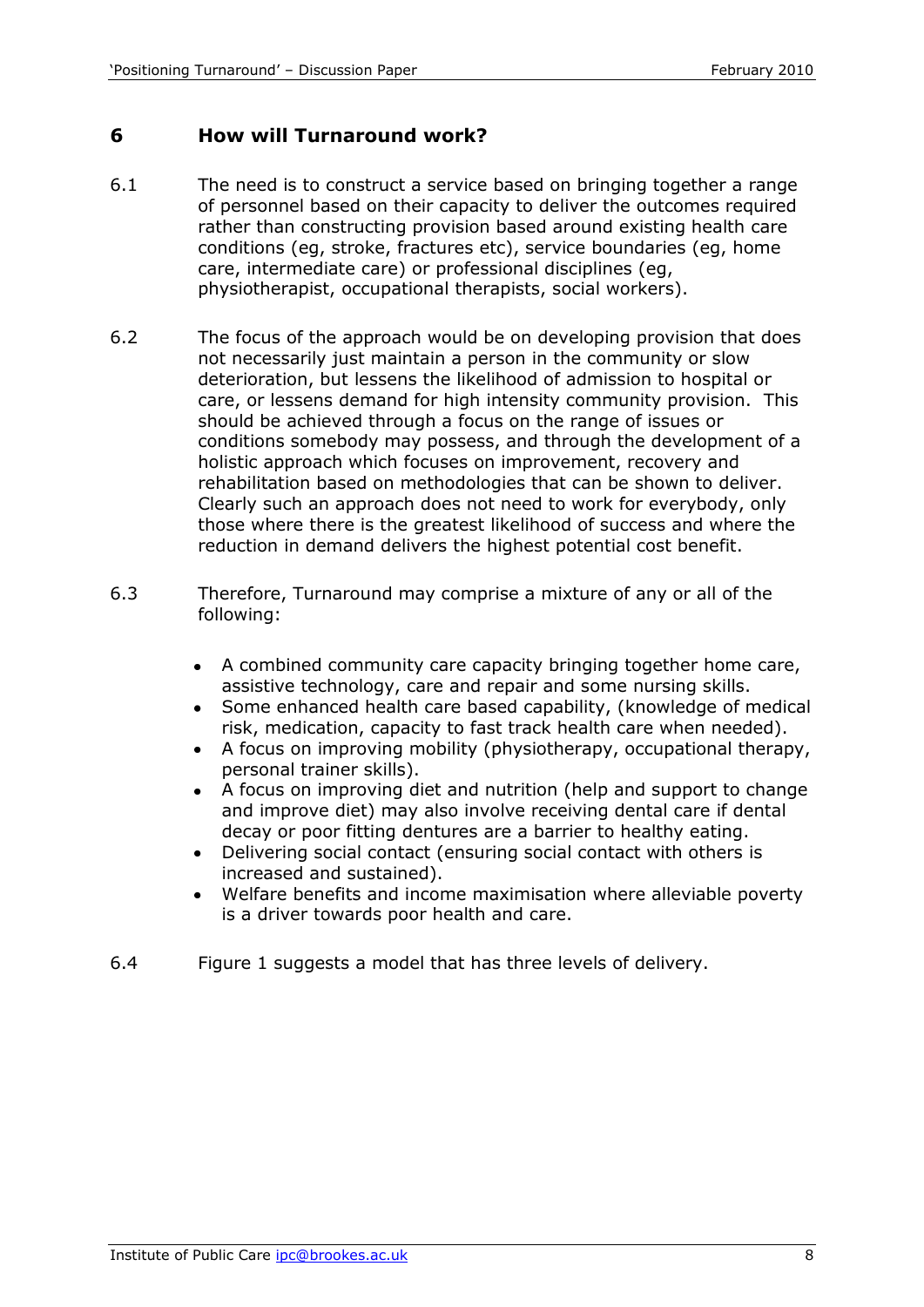## 6 How will Turnaround work?

6.1 The need is to construct a service based on bringing together a range of personnel based on their capacity to deliver the outcomes required rather than constructing provision based around existing health care conditions (eg, stroke, fractures etc), service boundaries (eg, home care, intermediate care) or professional disciplines (eg, physiotherapist, occupational therapists, social workers).

6.2 The focus of the approach would be on developing provision that does not necessarily just maintain a person in the community or slow deterioration, but lessens the likelihood of admission to hospital or care, or lessens demand for high intensity community provision. This should be achieved through a focus on the range of issues or conditions somebody may possess, and through the development of a holistic approach which focuses on improvement, recovery and rehabilitation based on methodologies that can be shown to deliver. Clearly such an approach does not need to work for everybody, only those where there is the greatest likelihood of success and where the reduction in demand delivers the highest potential cost benefit.

6.3 Therefore, Turnaround may comprise a mixture of any or all of the following:

- A combined community care capacity bringing together home care, assistive technology, care and repair and some nursing skills.
- Some enhanced health care based capability, (knowledge of medical risk, medication, capacity to fast track health care when needed).
- A focus on improving mobility (physiotherapy, occupational therapy, personal trainer skills).
- A focus on improving diet and nutrition (help and support to change and improve diet) may also involve receiving dental care if dental decay or poor fitting dentures are a barrier to healthy eating.
- Delivering social contact (ensuring social contact with others is increased and sustained).
- Welfare benefits and income maximisation where alleviable poverty is a driver towards poor health and care.

6.4 Figure 1 suggests a model that has three levels of delivery.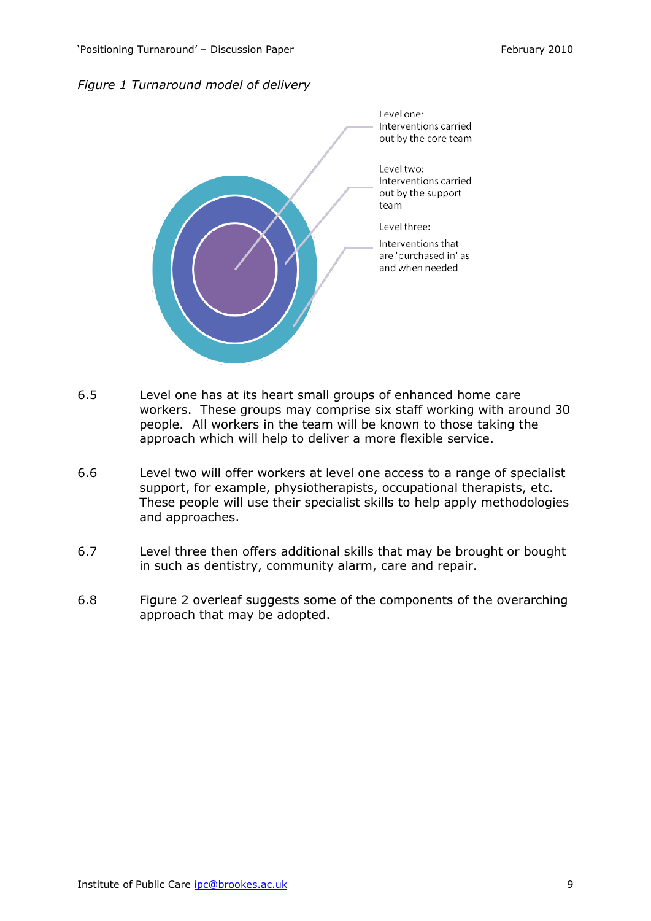*Figure 1 Turnaround model of delivery*

Level one: Interventions carried out by the core team

Level two: Interventions carried out by the support team

Level three: Interventions that are 'purchased in' as and when needed

6.5 Level one has at its heart small groups of enhanced home care workers. These groups may comprise six staff working with around 30 people. All workers in the team will be known to those taking the approach which will help to deliver a more flexible service.

6.6 Level two will offer workers at level one access to a range of specialist support, for example, physiotherapists, occupational therapists, etc. These people will use their specialist skills to help apply methodologies and approaches.

6.7 Level three then offers additional skills that may be brought or bought in such as dentistry, community alarm, care and repair.

6.8 Figure 2 overleaf suggests some of the components of the overarching approach that may be adopted.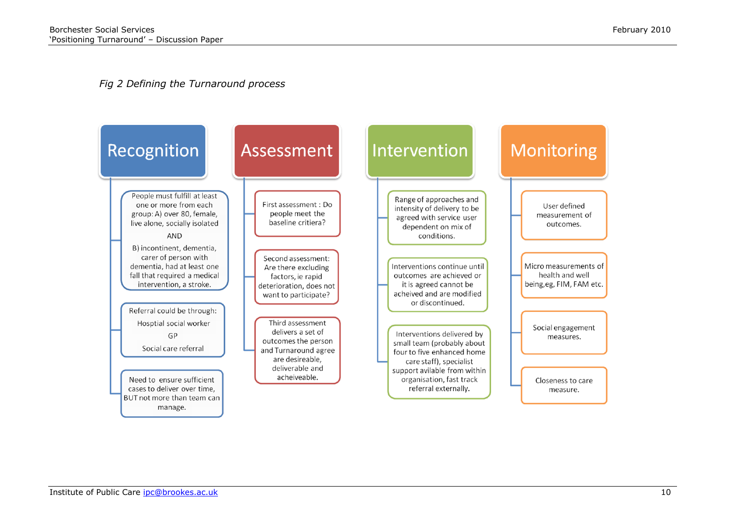*Fig 2 Defining the Turnaround process*

## Recognition

- People must fulfill at least one or more from each group: A) over 80, female, live alone, socially isolated

  AND

  B) incontinent, dementia, carer of person with dementia, had at least one fall that required a medical intervention, a stroke.
- Referral could be through:

  Hosptial social worker

  GP

  Social care referral
- Need to ensure sufficient cases to deliver over time, BUT not more than team can manage.

## Assessment

- First assessment : Do people meet the baseline critiera?
- Second assessment: Are there excluding factors, ie rapid deterioration, does not want to participate?
- Third assessment delivers a set of outcomes the person and Turnaround agree are desireable, deliverable and acheiveable.

## Intervention

- Range of approaches and intensity of delivery to be agreed with service user dependent on mix of conditions.
- Interventions continue until outcomes are achieved or it is agreed cannot be acheived and are modified or discontinued.
- Interventions delivered by small team (probably about four to five enhanced home care staff), specialist support avilable from within organisation, fast track referral externally.

## Monitoring

- User defined measurement of outcomes.
- Micro measurements of health and well being,eg, FIM, FAM etc.
- Social engagement measures.
- Closeness to care measure.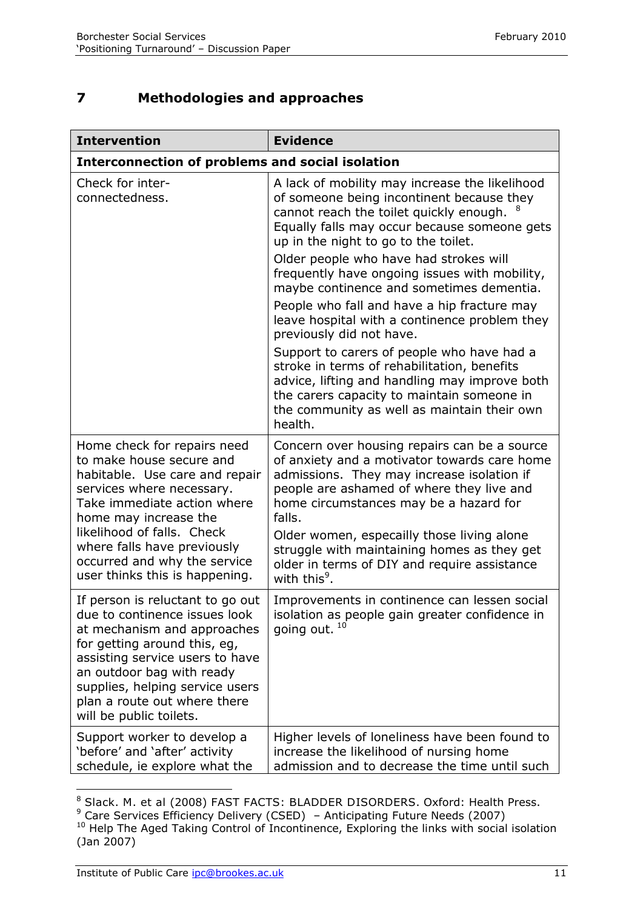## 7 Methodologies and approaches

| Intervention | Evidence |
|---|---|
| **Interconnection of problems and social isolation** | |
| Check for inter-connectedness. | A lack of mobility may increase the likelihood of someone being incontinent because they cannot reach the toilet quickly enough. [8] Equally falls may occur because someone gets up in the night to go to the toilet. Older people who have had strokes will frequently have ongoing issues with mobility, maybe continence and sometimes dementia. People who fall and have a hip fracture may leave hospital with a continence problem they previously did not have. Support to carers of people who have had a stroke in terms of rehabilitation, benefits advice, lifting and handling may improve both the carers capacity to maintain someone in the community as well as maintain their own health. |
| Home check for repairs need to make house secure and habitable. Use care and repair services where necessary. Take immediate action where home may increase the likelihood of falls. Check where falls have previously occurred and why the service user thinks this is happening. | Concern over housing repairs can be a source of anxiety and a motivator towards care home admissions. They may increase isolation if people are ashamed of where they live and home circumstances may be a hazard for falls. Older women, especcailly those living alone struggle with maintaining homes as they get older in terms of DIY and require assistance with this[9]. |
| If person is reluctant to go out due to continence issues look at mechanism and approaches for getting around this, eg, assisting service users to have an outdoor bag with ready supplies, helping service users plan a route out where there will be public toilets. | Improvements in continence can lessen social isolation as people gain greater confidence in going out. [10] |
| Support worker to develop a 'before' and 'after' activity schedule, ie explore what the | Higher levels of loneliness have been found to increase the likelihood of nursing home admission and to decrease the time until such |

[8] Slack. M. et al (2008) FAST FACTS: BLADDER DISORDERS. Oxford: Health Press.

[9] Care Services Efficiency Delivery (CSED) – Anticipating Future Needs (2007)

[10] Help The Aged Taking Control of Incontinence, Exploring the links with social isolation (Jan 2007)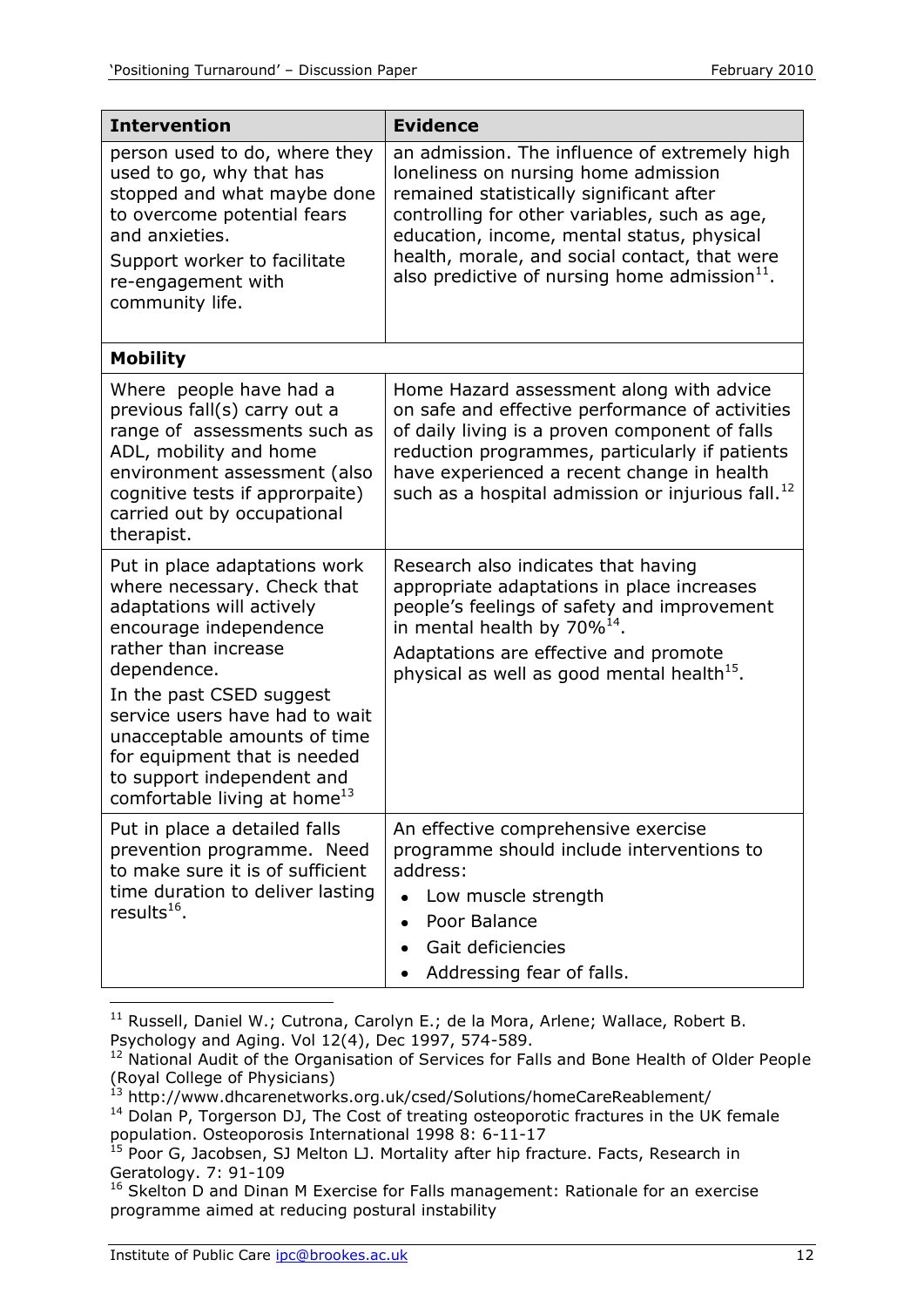| Intervention | Evidence |
|---|---|
| person used to do, where they used to go, why that has stopped and what maybe done to overcome potential fears and anxieties.<br>Support worker to facilitate re-engagement with community life. | an admission. The influence of extremely high loneliness on nursing home admission remained statistically significant after controlling for other variables, such as age, education, income, mental status, physical health, morale, and social contact, that were also predictive of nursing home admission[11]. |
| **Mobility** | |
| Where people have had a previous fall(s) carry out a range of assessments such as ADL, mobility and home environment assessment (also cognitive tests if approprpaite) carried out by occupational therapist. | Home Hazard assessment along with advice on safe and effective performance of activities of daily living is a proven component of falls reduction programmes, particularly if patients have experienced a recent change in health such as a hospital admission or injurious fall.[12] |
| Put in place adaptations work where necessary. Check that adaptations will actively encourage independence rather than increase dependence.<br>In the past CSED suggest service users have had to wait unacceptable amounts of time for equipment that is needed to support independent and comfortable living at home[13] | Research also indicates that having appropriate adaptations in place increases people's feelings of safety and improvement in mental health by 70%[14].<br>Adaptations are effective and promote physical as well as good mental health[15]. |
| Put in place a detailed falls prevention programme. Need to make sure it is of sufficient time duration to deliver lasting results[16]. | An effective comprehensive exercise programme should include interventions to address:<br>• Low muscle strength<br>• Poor Balance<br>• Gait deficiencies<br>• Addressing fear of falls. |

[11] Russell, Daniel W.; Cutrona, Carolyn E.; de la Mora, Arlene; Wallace, Robert B. Psychology and Aging. Vol 12(4), Dec 1997, 574-589.

[12] National Audit of the Organisation of Services for Falls and Bone Health of Older People (Royal College of Physicians)

[13] http://www.dhcarenetworks.org.uk/csed/Solutions/homeCareReablement/

[14] Dolan P, Torgerson DJ, The Cost of treating osteoporotic fractures in the UK female population. Osteoporosis International 1998 8: 6-11-17

[15] Poor G, Jacobsen, SJ Melton LJ. Mortality after hip fracture. Facts, Research in Geratology. 7: 91-109

[16] Skelton D and Dinan M Exercise for Falls management: Rationale for an exercise programme aimed at reducing postural instability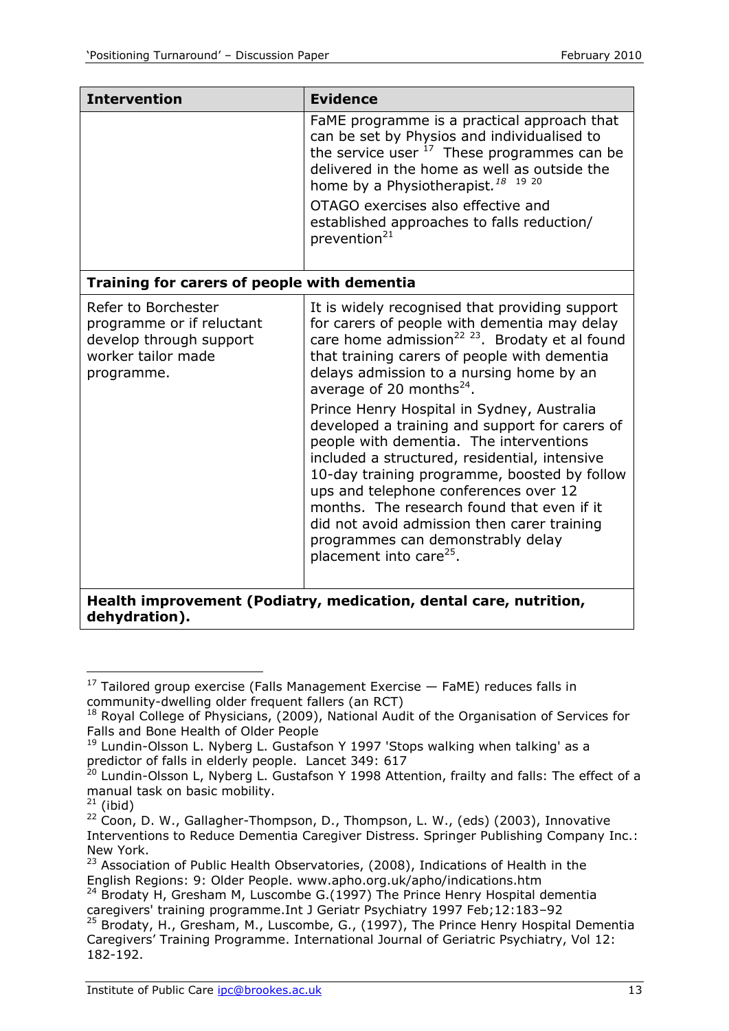| Intervention | Evidence |
|---|---|
| | FaME programme is a practical approach that can be set by Physios and individualised to the service user [17] These programmes can be delivered in the home as well as outside the home by a Physiotherapist.[18] [19] [20]<br><br>OTAGO exercises also effective and established approaches to falls reduction/ prevention[21] |
| **Training for carers of people with dementia** | |
| Refer to Borchester programme or if reluctant develop through support worker tailor made programme. | It is widely recognised that providing support for carers of people with dementia may delay care home admission[22] [23]. Brodaty et al found that training carers of people with dementia delays admission to a nursing home by an average of 20 months[24].<br><br>Prince Henry Hospital in Sydney, Australia developed a training and support for carers of people with dementia. The interventions included a structured, residential, intensive 10-day training programme, boosted by follow ups and telephone conferences over 12 months. The research found that even if it did not avoid admission then carer training programmes can demonstrably delay placement into care[25]. |
| **Health improvement (Podiatry, medication, dental care, nutrition, dehydration).** | |

[17] Tailored group exercise (Falls Management Exercise — FaME) reduces falls in community-dwelling older frequent fallers (an RCT)

[18] Royal College of Physicians, (2009), National Audit of the Organisation of Services for Falls and Bone Health of Older People

[19] Lundin-Olsson L. Nyberg L. Gustafson Y 1997 'Stops walking when talking' as a predictor of falls in elderly people. Lancet 349: 617

[20] Lundin-Olsson L, Nyberg L. Gustafson Y 1998 Attention, frailty and falls: The effect of a manual task on basic mobility.

[21] (ibid)

[22] Coon, D. W., Gallagher-Thompson, D., Thompson, L. W., (eds) (2003), Innovative Interventions to Reduce Dementia Caregiver Distress. Springer Publishing Company Inc.: New York.

[23] Association of Public Health Observatories, (2008), Indications of Health in the English Regions: 9: Older People. www.apho.org.uk/apho/indications.htm

[24] Brodaty H, Gresham M, Luscombe G.(1997) The Prince Henry Hospital dementia caregivers' training programme.Int J Geriatr Psychiatry 1997 Feb;12:183–92

[25] Brodaty, H., Gresham, M., Luscombe, G., (1997), The Prince Henry Hospital Dementia Caregivers' Training Programme. International Journal of Geriatric Psychiatry, Vol 12: 182-192.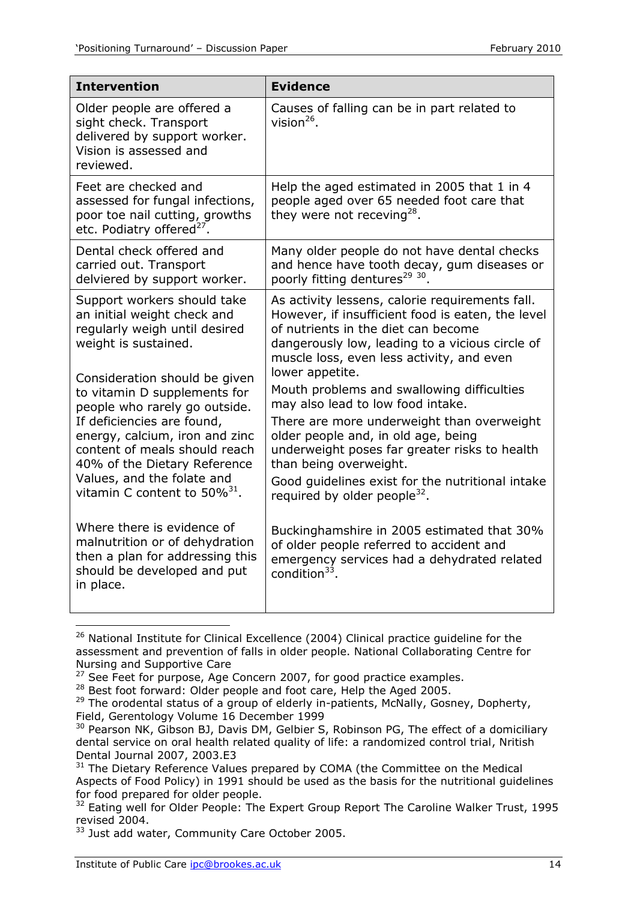| Intervention | Evidence |
| --- | --- |
| Older people are offered a sight check. Transport delivered by support worker. Vision is assessed and reviewed. | Causes of falling can be in part related to vision[26]. |
| Feet are checked and assessed for fungal infections, poor toe nail cutting, growths etc. Podiatry offered[27]. | Help the aged estimated in 2005 that 1 in 4 people aged over 65 needed foot care that they were not receving[28]. |
| Dental check offered and carried out. Transport delviered by support worker. | Many older people do not have dental checks and hence have tooth decay, gum diseases or poorly fitting dentures[29 30]. |
| Support workers should take an initial weight check and regularly weigh until desired weight is sustained.<br><br>Consideration should be given to vitamin D supplements for people who rarely go outside. If deficiencies are found, energy, calcium, iron and zinc content of meals should reach 40% of the Dietary Reference Values, and the folate and vitamin C content to 50%[31].<br><br>Where there is evidence of malnutrition or of dehydration then a plan for addressing this should be developed and put in place. | As activity lessens, calorie requirements fall. However, if insufficient food is eaten, the level of nutrients in the diet can become dangerously low, leading to a vicious circle of muscle loss, even less activity, and even lower appetite.<br><br>Mouth problems and swallowing difficulties may also lead to low food intake.<br><br>There are more underweight than overweight older people and, in old age, being underweight poses far greater risks to health than being overweight.<br><br>Good guidelines exist for the nutritional intake required by older people[32].<br><br>Buckinghamshire in 2005 estimated that 30% of older people referred to accident and emergency services had a dehydrated related condition[33]. |

[26] National Institute for Clinical Excellence (2004) Clinical practice guideline for the assessment and prevention of falls in older people. National Collaborating Centre for Nursing and Supportive Care

[27] See Feet for purpose, Age Concern 2007, for good practice examples.

[28] Best foot forward: Older people and foot care, Help the Aged 2005.

[29] The orodental status of a group of elderly in-patients, McNally, Gosney, Dopherty, Field, Gerentology Volume 16 December 1999

[30] Pearson NK, Gibson BJ, Davis DM, Gelbier S, Robinson PG, The effect of a domiciliary dental service on oral health related quality of life: a randomized control trial, Nritish Dental Journal 2007, 2003.E3

[31] The Dietary Reference Values prepared by COMA (the Committee on the Medical Aspects of Food Policy) in 1991 should be used as the basis for the nutritional guidelines for food prepared for older people.

[32] Eating well for Older People: The Expert Group Report The Caroline Walker Trust, 1995 revised 2004.

[33] Just add water, Community Care October 2005.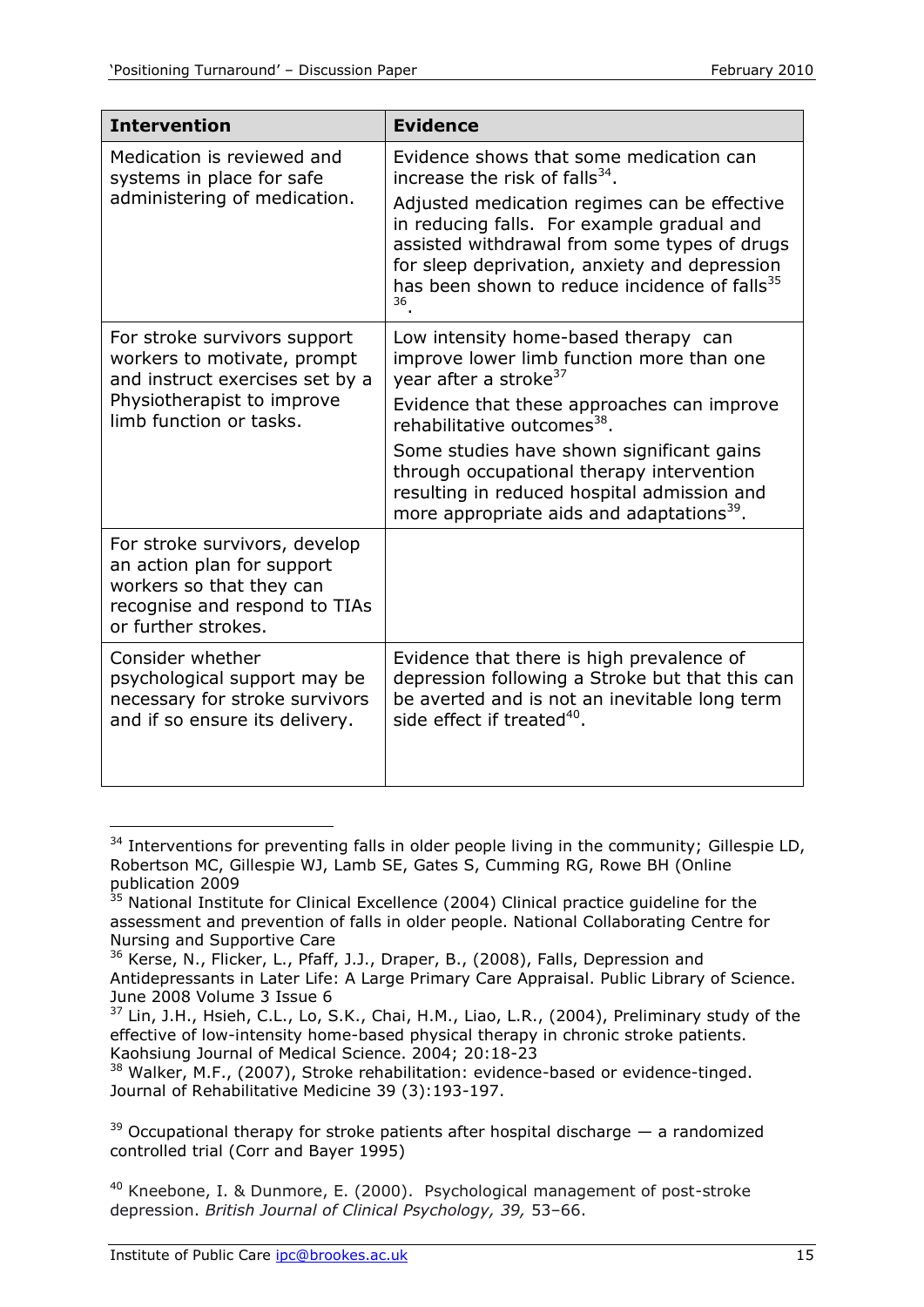| Intervention | Evidence |
|---|---|
| Medication is reviewed and systems in place for safe administering of medication. | Evidence shows that some medication can increase the risk of falls[34]. Adjusted medication regimes can be effective in reducing falls. For example gradual and assisted withdrawal from some types of drugs for sleep deprivation, anxiety and depression has been shown to reduce incidence of falls[35][36]. |
| For stroke survivors support workers to motivate, prompt and instruct exercises set by a Physiotherapist to improve limb function or tasks. | Low intensity home-based therapy can improve lower limb function more than one year after a stroke[37] Evidence that these approaches can improve rehabilitative outcomes[38]. Some studies have shown significant gains through occupational therapy intervention resulting in reduced hospital admission and more appropriate aids and adaptations[39]. |
| For stroke survivors, develop an action plan for support workers so that they can recognise and respond to TIAs or further strokes. | |
| Consider whether psychological support may be necessary for stroke survivors and if so ensure its delivery. | Evidence that there is high prevalence of depression following a Stroke but that this can be averted and is not an inevitable long term side effect if treated[40]. |

[34] Interventions for preventing falls in older people living in the community; Gillespie LD, Robertson MC, Gillespie WJ, Lamb SE, Gates S, Cumming RG, Rowe BH (Online publication 2009

[35] National Institute for Clinical Excellence (2004) Clinical practice guideline for the assessment and prevention of falls in older people. National Collaborating Centre for Nursing and Supportive Care

[36] Kerse, N., Flicker, L., Pfaff, J.J., Draper, B., (2008), Falls, Depression and Antidepressants in Later Life: A Large Primary Care Appraisal. Public Library of Science. June 2008 Volume 3 Issue 6

[37] Lin, J.H., Hsieh, C.L., Lo, S.K., Chai, H.M., Liao, L.R., (2004), Preliminary study of the effective of low-intensity home-based physical therapy in chronic stroke patients. Kaohsiung Journal of Medical Science. 2004; 20:18-23

[38] Walker, M.F., (2007), Stroke rehabilitation: evidence-based or evidence-tinged. Journal of Rehabilitative Medicine 39 (3):193-197.

[39] Occupational therapy for stroke patients after hospital discharge — a randomized controlled trial (Corr and Bayer 1995)

[40] Kneebone, I. & Dunmore, E. (2000). Psychological management of post-stroke depression. *British Journal of Clinical Psychology, 39,* 53–66.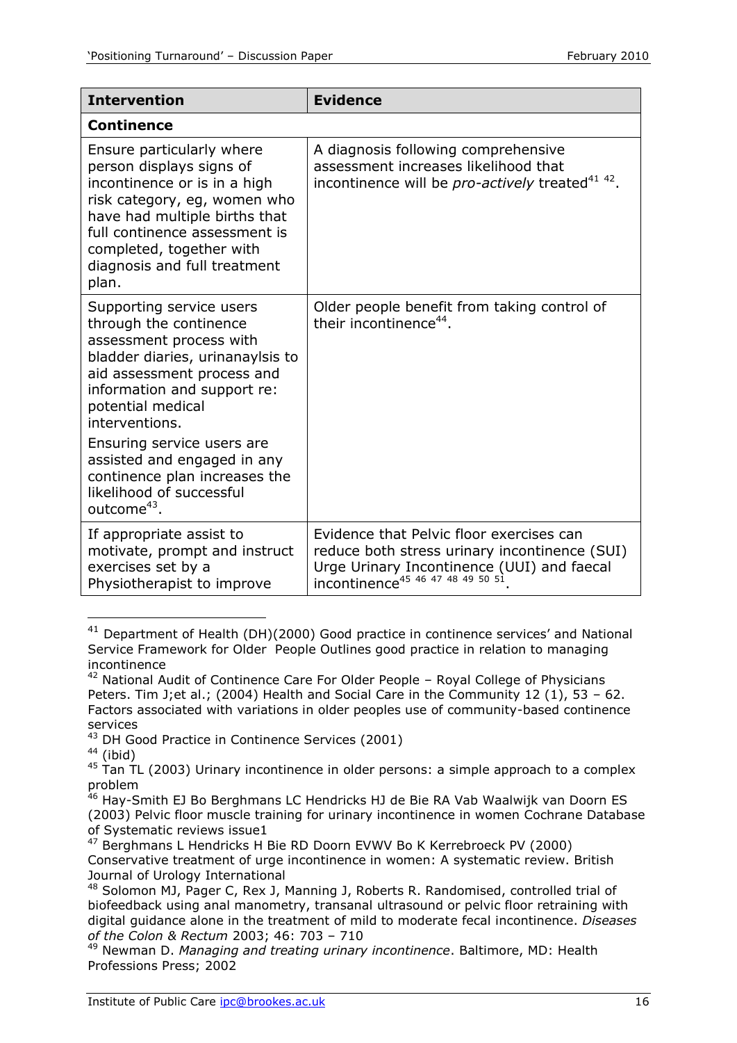| Intervention | Evidence |
| --- | --- |
| **Continence** | |
| Ensure particularly where person displays signs of incontinence or is in a high risk category, eg, women who have had multiple births that full continence assessment is completed, together with diagnosis and full treatment plan. | A diagnosis following comprehensive assessment increases likelihood that incontinence will be *pro-actively* treated[41 42]. |
| Supporting service users through the continence assessment process with bladder diaries, urinanaylsis to aid assessment process and information and support re: potential medical interventions. Ensuring service users are assisted and engaged in any continence plan increases the likelihood of successful outcome[43]. | Older people benefit from taking control of their incontinence[44]. |
| If appropriate assist to motivate, prompt and instruct exercises set by a Physiotherapist to improve | Evidence that Pelvic floor exercises can reduce both stress urinary incontinence (SUI) Urge Urinary Incontinence (UUI) and faecal incontinence[45 46 47 48 49 50 51]. |

[41] Department of Health (DH)(2000) Good practice in continence services' and National Service Framework for Older People Outlines good practice in relation to managing incontinence

[42] National Audit of Continence Care For Older People – Royal College of Physicians Peters. Tim J;et al.; (2004) Health and Social Care in the Community 12 (1), 53 – 62. Factors associated with variations in older peoples use of community-based continence services

[43] DH Good Practice in Continence Services (2001)

[44] (ibid)

[45] Tan TL (2003) Urinary incontinence in older persons: a simple approach to a complex problem

[46] Hay-Smith EJ Bo Berghmans LC Hendricks HJ de Bie RA Vab Waalwijk van Doorn ES (2003) Pelvic floor muscle training for urinary incontinence in women Cochrane Database of Systematic reviews issue1

[47] Berghmans L Hendricks H Bie RD Doorn EVWV Bo K Kerrebroeck PV (2000) Conservative treatment of urge incontinence in women: A systematic review. British Journal of Urology International

[48] Solomon MJ, Pager C, Rex J, Manning J, Roberts R. Randomised, controlled trial of biofeedback using anal manometry, transanal ultrasound or pelvic floor retraining with digital guidance alone in the treatment of mild to moderate fecal incontinence. *Diseases of the Colon & Rectum* 2003; 46: 703 – 710

[49] Newman D. *Managing and treating urinary incontinence*. Baltimore, MD: Health Professions Press; 2002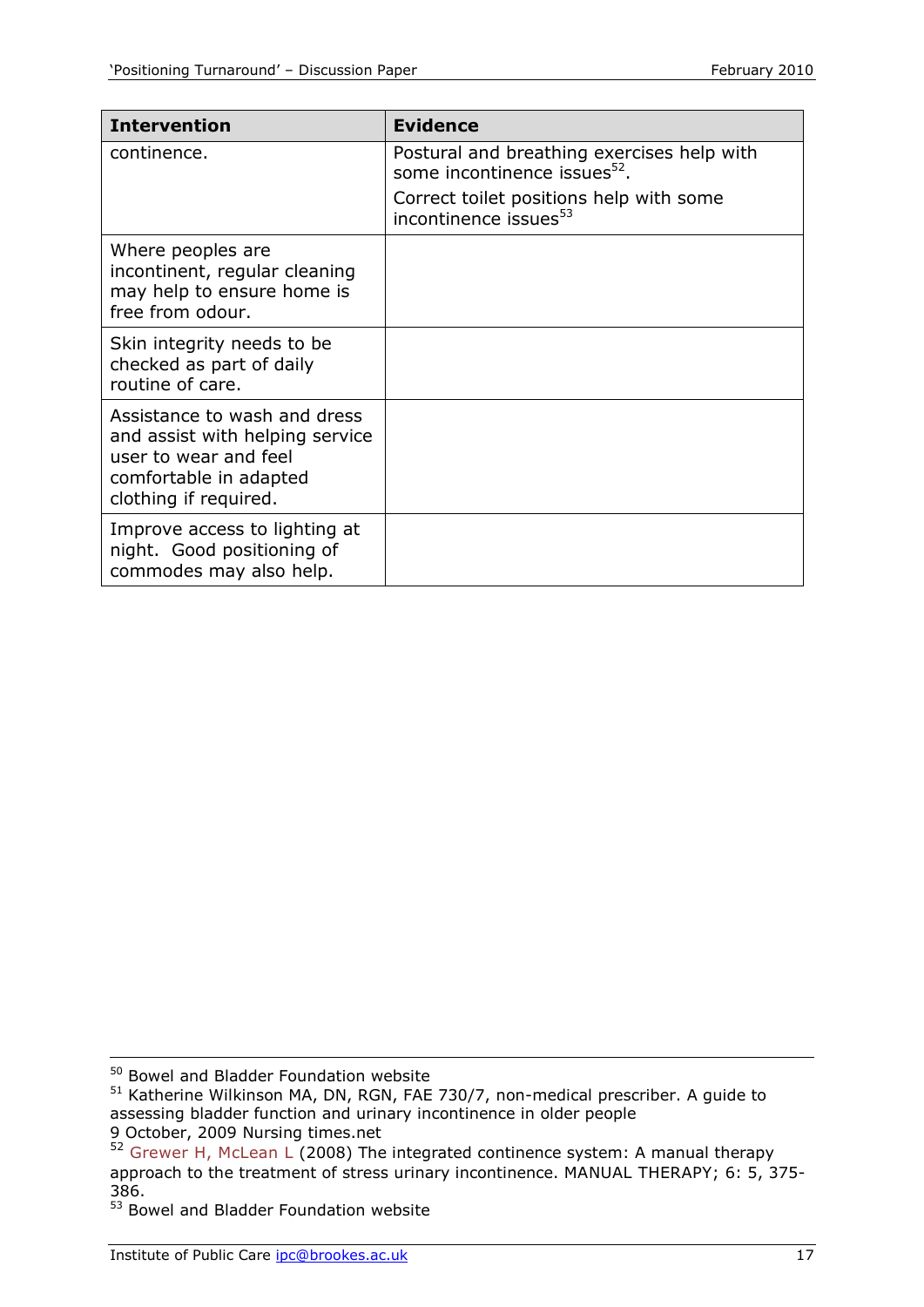| Intervention | Evidence |
| --- | --- |
| continence. | Postural and breathing exercises help with some incontinence issues[52]. Correct toilet positions help with some incontinence issues[53] |
| Where peoples are incontinent, regular cleaning may help to ensure home is free from odour. | |
| Skin integrity needs to be checked as part of daily routine of care. | |
| Assistance to wash and dress and assist with helping service user to wear and feel comfortable in adapted clothing if required. | |
| Improve access to lighting at night. Good positioning of commodes may also help. | |

---

[50] Bowel and Bladder Foundation website

[51] Katherine Wilkinson MA, DN, RGN, FAE 730/7, non-medical prescriber. A guide to assessing bladder function and urinary incontinence in older people
9 October, 2009 Nursing times.net

[52] Grewer H, McLean L (2008) The integrated continence system: A manual therapy approach to the treatment of stress urinary incontinence. MANUAL THERAPY; 6: 5, 375-386.

[53] Bowel and Bladder Foundation website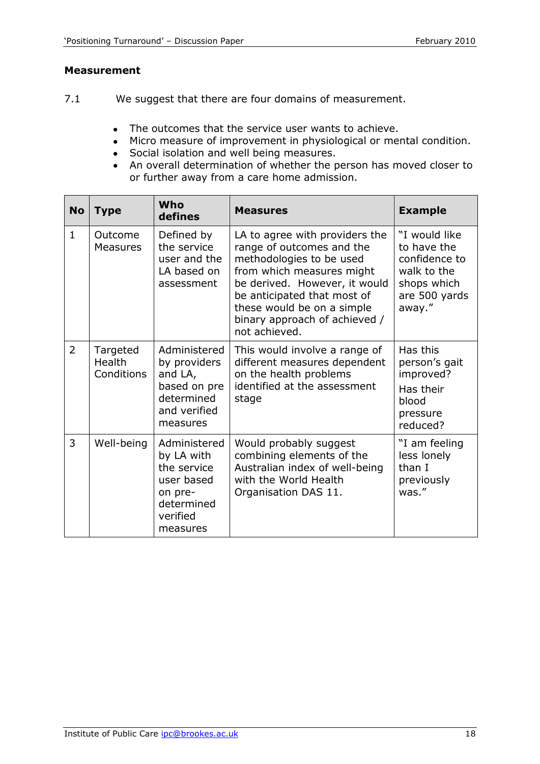## Measurement

7.1 We suggest that there are four domains of measurement.

- The outcomes that the service user wants to achieve.
- Micro measure of improvement in physiological or mental condition.
- Social isolation and well being measures.
- An overall determination of whether the person has moved closer to or further away from a care home admission.

| No | Type | Who defines | Measures | Example |
|---|---|---|---|---|
| 1 | Outcome Measures | Defined by the service user and the LA based on assessment | LA to agree with providers the range of outcomes and the methodologies to be used from which measures might be derived. However, it would be anticipated that most of these would be on a simple binary approach of achieved / not achieved. | "I would like to have the confidence to walk to the shops which are 500 yards away." |
| 2 | Targeted Health Conditions | Administered by providers and LA, based on pre determined and verified measures | This would involve a range of different measures dependent on the health problems identified at the assessment stage | Has this person's gait improved? Has their blood pressure reduced? |
| 3 | Well-being | Administered by LA with the service user based on pre-determined verified measures | Would probably suggest combining elements of the Australian index of well-being with the World Health Organisation DAS 11. | "I am feeling less lonely than I previously was." |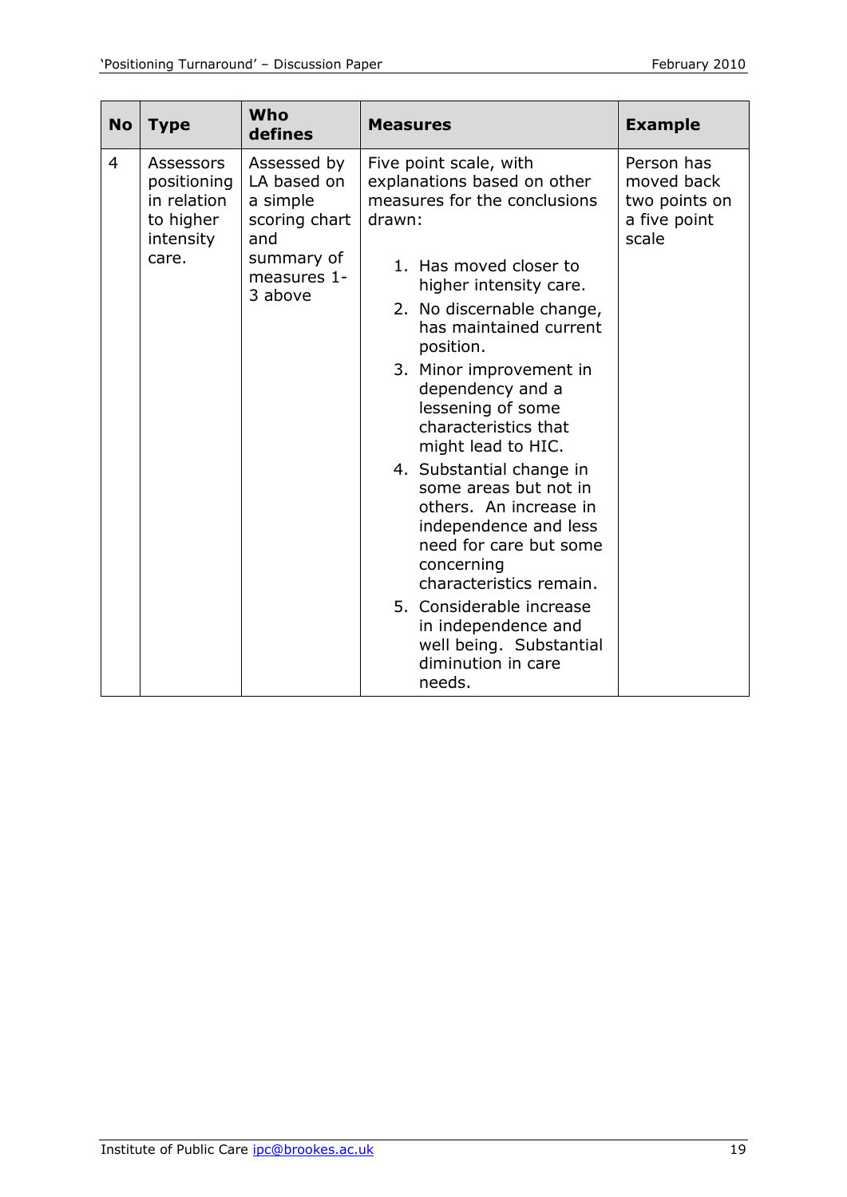| No | Type | Who defines | Measures | Example |
|---|---|---|---|---|
| 4 | Assessors positioning in relation to higher intensity care. | Assessed by LA based on a simple scoring chart and summary of measures 1-3 above | Five point scale, with explanations based on other measures for the conclusions drawn:<br><br>1. Has moved closer to higher intensity care.<br>2. No discernable change, has maintained current position.<br>3. Minor improvement in dependency and a lessening of some characteristics that might lead to HIC.<br>4. Substantial change in some areas but not in others. An increase in independence and less need for care but some concerning characteristics remain.<br>5. Considerable increase in independence and well being. Substantial diminution in care needs. | Person has moved back two points on a five point scale |